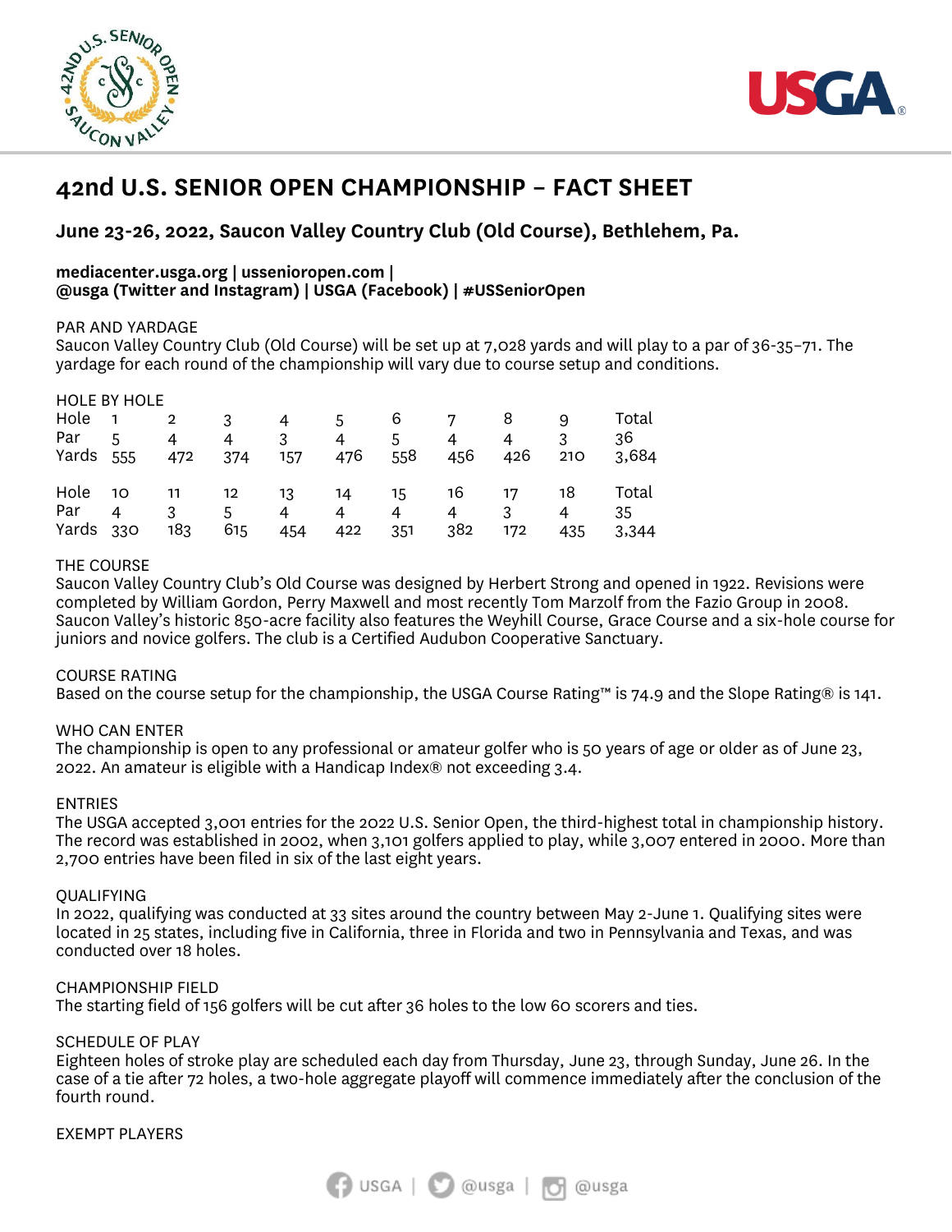# 42nd U.S. SENIOR OPEN CHAMPIONSHIP – FACT SHEET

## June 23-26, 2022, Saucon Valley Country Club (Old Course), Bethlehem, Pa.

**mediacenter.usga.org | ussenioropen.com |**
**@usga (Twitter and Instagram) | USGA (Facebook) | #USSeniorOpen**

PAR AND YARDAGE
Saucon Valley Country Club (Old Course) will be set up at 7,028 yards and will play to a par of 36-35–71. The yardage for each round of the championship will vary due to course setup and conditions.

HOLE BY HOLE

| Hole | 1 | 2 | 3 | 4 | 5 | 6 | 7 | 8 | 9 | Total |
|---|---|---|---|---|---|---|---|---|---|---|
| Par | 5 | 4 | 4 | 3 | 4 | 5 | 4 | 4 | 3 | 36 |
| Yards | 555 | 472 | 374 | 157 | 476 | 558 | 456 | 426 | 210 | 3,684 |

| Hole | 10 | 11 | 12 | 13 | 14 | 15 | 16 | 17 | 18 | Total |
|---|---|---|---|---|---|---|---|---|---|---|
| Par | 4 | 3 | 5 | 4 | 4 | 4 | 4 | 3 | 4 | 35 |
| Yards | 330 | 183 | 615 | 454 | 422 | 351 | 382 | 172 | 435 | 3,344 |

THE COURSE
Saucon Valley Country Club's Old Course was designed by Herbert Strong and opened in 1922. Revisions were completed by William Gordon, Perry Maxwell and most recently Tom Marzolf from the Fazio Group in 2008. Saucon Valley's historic 850-acre facility also features the Weyhill Course, Grace Course and a six-hole course for juniors and novice golfers. The club is a Certified Audubon Cooperative Sanctuary.

COURSE RATING
Based on the course setup for the championship, the USGA Course Rating™ is 74.9 and the Slope Rating® is 141.

WHO CAN ENTER
The championship is open to any professional or amateur golfer who is 50 years of age or older as of June 23, 2022. An amateur is eligible with a Handicap Index® not exceeding 3.4.

ENTRIES
The USGA accepted 3,001 entries for the 2022 U.S. Senior Open, the third-highest total in championship history. The record was established in 2002, when 3,101 golfers applied to play, while 3,007 entered in 2000. More than 2,700 entries have been filed in six of the last eight years.

QUALIFYING
In 2022, qualifying was conducted at 33 sites around the country between May 2-June 1. Qualifying sites were located in 25 states, including five in California, three in Florida and two in Pennsylvania and Texas, and was conducted over 18 holes.

CHAMPIONSHIP FIELD
The starting field of 156 golfers will be cut after 36 holes to the low 60 scorers and ties.

SCHEDULE OF PLAY
Eighteen holes of stroke play are scheduled each day from Thursday, June 23, through Sunday, June 26. In the case of a tie after 72 holes, a two-hole aggregate playoff will commence immediately after the conclusion of the fourth round.

EXEMPT PLAYERS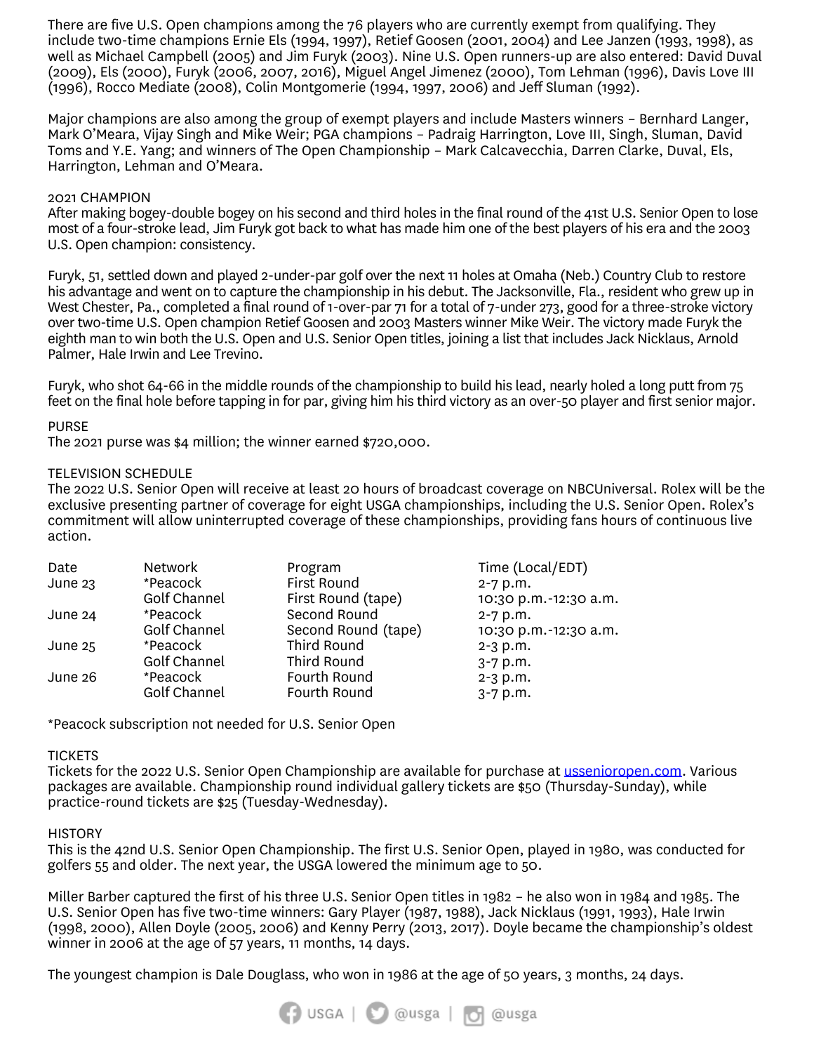There are five U.S. Open champions among the 76 players who are currently exempt from qualifying. They include two-time champions Ernie Els (1994, 1997), Retief Goosen (2001, 2004) and Lee Janzen (1993, 1998), as well as Michael Campbell (2005) and Jim Furyk (2003). Nine U.S. Open runners-up are also entered: David Duval (2009), Els (2000), Furyk (2006, 2007, 2016), Miguel Angel Jimenez (2000), Tom Lehman (1996), Davis Love III (1996), Rocco Mediate (2008), Colin Montgomerie (1994, 1997, 2006) and Jeff Sluman (1992).

Major champions are also among the group of exempt players and include Masters winners – Bernhard Langer, Mark O'Meara, Vijay Singh and Mike Weir; PGA champions – Padraig Harrington, Love III, Singh, Sluman, David Toms and Y.E. Yang; and winners of The Open Championship – Mark Calcavecchia, Darren Clarke, Duval, Els, Harrington, Lehman and O'Meara.

## 2021 CHAMPION

After making bogey-double bogey on his second and third holes in the final round of the 41st U.S. Senior Open to lose most of a four-stroke lead, Jim Furyk got back to what has made him one of the best players of his era and the 2003 U.S. Open champion: consistency.

Furyk, 51, settled down and played 2-under-par golf over the next 11 holes at Omaha (Neb.) Country Club to restore his advantage and went on to capture the championship in his debut. The Jacksonville, Fla., resident who grew up in West Chester, Pa., completed a final round of 1-over-par 71 for a total of 7-under 273, good for a three-stroke victory over two-time U.S. Open champion Retief Goosen and 2003 Masters winner Mike Weir. The victory made Furyk the eighth man to win both the U.S. Open and U.S. Senior Open titles, joining a list that includes Jack Nicklaus, Arnold Palmer, Hale Irwin and Lee Trevino.

Furyk, who shot 64-66 in the middle rounds of the championship to build his lead, nearly holed a long putt from 75 feet on the final hole before tapping in for par, giving him his third victory as an over-50 player and first senior major.

## PURSE

The 2021 purse was $4 million; the winner earned $720,000.

## TELEVISION SCHEDULE

The 2022 U.S. Senior Open will receive at least 20 hours of broadcast coverage on NBCUniversal. Rolex will be the exclusive presenting partner of coverage for eight USGA championships, including the U.S. Senior Open. Rolex's commitment will allow uninterrupted coverage of these championships, providing fans hours of continuous live action.

| Date | Network | Program | Time (Local/EDT) |
|---|---|---|---|
| June 23 | *Peacock | First Round | 2-7 p.m. |
| | Golf Channel | First Round (tape) | 10:30 p.m.-12:30 a.m. |
| June 24 | *Peacock | Second Round | 2-7 p.m. |
| | Golf Channel | Second Round (tape) | 10:30 p.m.-12:30 a.m. |
| June 25 | *Peacock | Third Round | 2-3 p.m. |
| | Golf Channel | Third Round | 3-7 p.m. |
| June 26 | *Peacock | Fourth Round | 2-3 p.m. |
| | Golf Channel | Fourth Round | 3-7 p.m. |

*Peacock subscription not needed for U.S. Senior Open

## TICKETS

Tickets for the 2022 U.S. Senior Open Championship are available for purchase at ussenioropen.com. Various packages are available. Championship round individual gallery tickets are $50 (Thursday-Sunday), while practice-round tickets are $25 (Tuesday-Wednesday).

## HISTORY

This is the 42nd U.S. Senior Open Championship. The first U.S. Senior Open, played in 1980, was conducted for golfers 55 and older. The next year, the USGA lowered the minimum age to 50.

Miller Barber captured the first of his three U.S. Senior Open titles in 1982 – he also won in 1984 and 1985. The U.S. Senior Open has five two-time winners: Gary Player (1987, 1988), Jack Nicklaus (1991, 1993), Hale Irwin (1998, 2000), Allen Doyle (2005, 2006) and Kenny Perry (2013, 2017). Doyle became the championship's oldest winner in 2006 at the age of 57 years, 11 months, 14 days.

The youngest champion is Dale Douglass, who won in 1986 at the age of 50 years, 3 months, 24 days.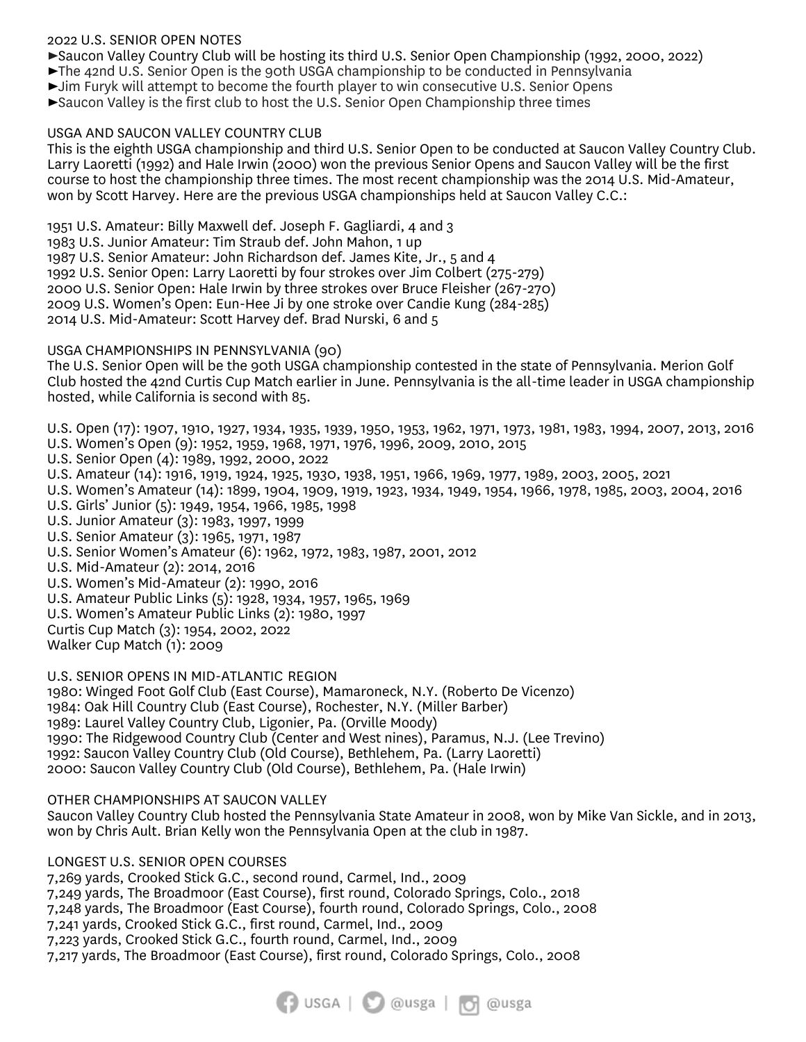## 2022 U.S. SENIOR OPEN NOTES

- ►Saucon Valley Country Club will be hosting its third U.S. Senior Open Championship (1992, 2000, 2022)
- ►The 42nd U.S. Senior Open is the 90th USGA championship to be conducted in Pennsylvania
- ►Jim Furyk will attempt to become the fourth player to win consecutive U.S. Senior Opens
- ►Saucon Valley is the first club to host the U.S. Senior Open Championship three times

## USGA AND SAUCON VALLEY COUNTRY CLUB

This is the eighth USGA championship and third U.S. Senior Open to be conducted at Saucon Valley Country Club. Larry Laoretti (1992) and Hale Irwin (2000) won the previous Senior Opens and Saucon Valley will be the first course to host the championship three times. The most recent championship was the 2014 U.S. Mid-Amateur, won by Scott Harvey. Here are the previous USGA championships held at Saucon Valley C.C.:

1951 U.S. Amateur: Billy Maxwell def. Joseph F. Gagliardi, 4 and 3
1983 U.S. Junior Amateur: Tim Straub def. John Mahon, 1 up
1987 U.S. Senior Amateur: John Richardson def. James Kite, Jr., 5 and 4
1992 U.S. Senior Open: Larry Laoretti by four strokes over Jim Colbert (275-279)
2000 U.S. Senior Open: Hale Irwin by three strokes over Bruce Fleisher (267-270)
2009 U.S. Women's Open: Eun-Hee Ji by one stroke over Candie Kung (284-285)
2014 U.S. Mid-Amateur: Scott Harvey def. Brad Nurski, 6 and 5

## USGA CHAMPIONSHIPS IN PENNSYLVANIA (90)

The U.S. Senior Open will be the 90th USGA championship contested in the state of Pennsylvania. Merion Golf Club hosted the 42nd Curtis Cup Match earlier in June. Pennsylvania is the all-time leader in USGA championship hosted, while California is second with 85.

U.S. Open (17): 1907, 1910, 1927, 1934, 1935, 1939, 1950, 1953, 1962, 1971, 1973, 1981, 1983, 1994, 2007, 2013, 2016
U.S. Women's Open (9): 1952, 1959, 1968, 1971, 1976, 1996, 2009, 2010, 2015
U.S. Senior Open (4): 1989, 1992, 2000, 2022
U.S. Amateur (14): 1916, 1919, 1924, 1925, 1930, 1938, 1951, 1966, 1969, 1977, 1989, 2003, 2005, 2021
U.S. Women's Amateur (14): 1899, 1904, 1909, 1919, 1923, 1934, 1949, 1954, 1966, 1978, 1985, 2003, 2004, 2016
U.S. Girls' Junior (5): 1949, 1954, 1966, 1985, 1998
U.S. Junior Amateur (3): 1983, 1997, 1999
U.S. Senior Amateur (3): 1965, 1971, 1987
U.S. Senior Women's Amateur (6): 1962, 1972, 1983, 1987, 2001, 2012
U.S. Mid-Amateur (2): 2014, 2016
U.S. Women's Mid-Amateur (2): 1990, 2016
U.S. Amateur Public Links (5): 1928, 1934, 1957, 1965, 1969
U.S. Women's Amateur Public Links (2): 1980, 1997
Curtis Cup Match (3): 1954, 2002, 2022
Walker Cup Match (1): 2009

## U.S. SENIOR OPENS IN MID-ATLANTIC REGION

1980: Winged Foot Golf Club (East Course), Mamaroneck, N.Y. (Roberto De Vicenzo)
1984: Oak Hill Country Club (East Course), Rochester, N.Y. (Miller Barber)
1989: Laurel Valley Country Club, Ligonier, Pa. (Orville Moody)
1990: The Ridgewood Country Club (Center and West nines), Paramus, N.J. (Lee Trevino)
1992: Saucon Valley Country Club (Old Course), Bethlehem, Pa. (Larry Laoretti)
2000: Saucon Valley Country Club (Old Course), Bethlehem, Pa. (Hale Irwin)

## OTHER CHAMPIONSHIPS AT SAUCON VALLEY

Saucon Valley Country Club hosted the Pennsylvania State Amateur in 2008, won by Mike Van Sickle, and in 2013, won by Chris Ault. Brian Kelly won the Pennsylvania Open at the club in 1987.

## LONGEST U.S. SENIOR OPEN COURSES

7,269 yards, Crooked Stick G.C., second round, Carmel, Ind., 2009
7,249 yards, The Broadmoor (East Course), first round, Colorado Springs, Colo., 2018
7,248 yards, The Broadmoor (East Course), fourth round, Colorado Springs, Colo., 2008
7,241 yards, Crooked Stick G.C., first round, Carmel, Ind., 2009
7,223 yards, Crooked Stick G.C., fourth round, Carmel, Ind., 2009
7,217 yards, The Broadmoor (East Course), first round, Colorado Springs, Colo., 2008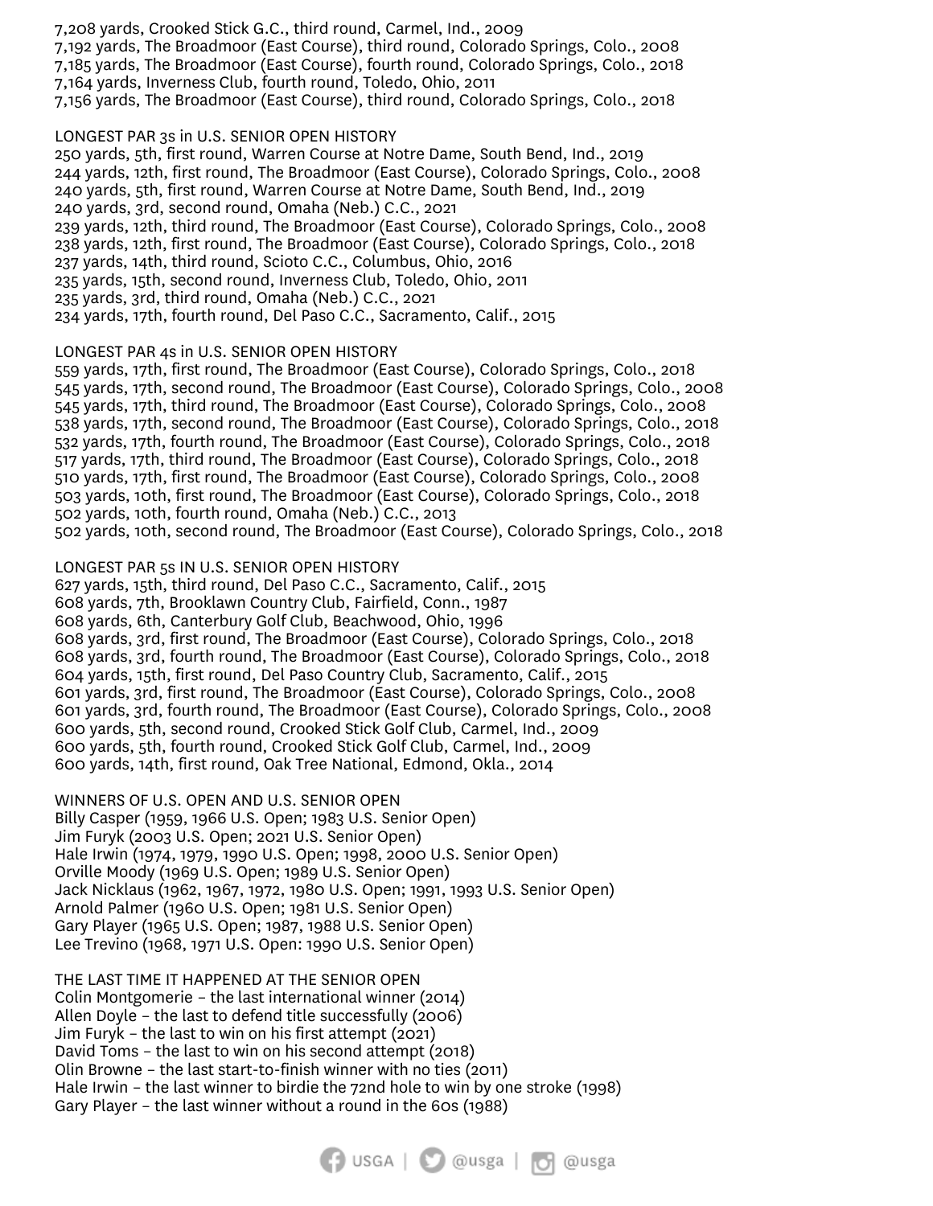7,208 yards, Crooked Stick G.C., third round, Carmel, Ind., 2009
7,192 yards, The Broadmoor (East Course), third round, Colorado Springs, Colo., 2008
7,185 yards, The Broadmoor (East Course), fourth round, Colorado Springs, Colo., 2018
7,164 yards, Inverness Club, fourth round, Toledo, Ohio, 2011
7,156 yards, The Broadmoor (East Course), third round, Colorado Springs, Colo., 2018

## LONGEST PAR 3s in U.S. SENIOR OPEN HISTORY

250 yards, 5th, first round, Warren Course at Notre Dame, South Bend, Ind., 2019
244 yards, 12th, first round, The Broadmoor (East Course), Colorado Springs, Colo., 2008
240 yards, 5th, first round, Warren Course at Notre Dame, South Bend, Ind., 2019
240 yards, 3rd, second round, Omaha (Neb.) C.C., 2021
239 yards, 12th, third round, The Broadmoor (East Course), Colorado Springs, Colo., 2008
238 yards, 12th, first round, The Broadmoor (East Course), Colorado Springs, Colo., 2018
237 yards, 14th, third round, Scioto C.C., Columbus, Ohio, 2016
235 yards, 15th, second round, Inverness Club, Toledo, Ohio, 2011
235 yards, 3rd, third round, Omaha (Neb.) C.C., 2021
234 yards, 17th, fourth round, Del Paso C.C., Sacramento, Calif., 2015

## LONGEST PAR 4s in U.S. SENIOR OPEN HISTORY

559 yards, 17th, first round, The Broadmoor (East Course), Colorado Springs, Colo., 2018
545 yards, 17th, second round, The Broadmoor (East Course), Colorado Springs, Colo., 2008
545 yards, 17th, third round, The Broadmoor (East Course), Colorado Springs, Colo., 2008
538 yards, 17th, second round, The Broadmoor (East Course), Colorado Springs, Colo., 2018
532 yards, 17th, fourth round, The Broadmoor (East Course), Colorado Springs, Colo., 2018
517 yards, 17th, third round, The Broadmoor (East Course), Colorado Springs, Colo., 2018
510 yards, 17th, first round, The Broadmoor (East Course), Colorado Springs, Colo., 2008
503 yards, 10th, first round, The Broadmoor (East Course), Colorado Springs, Colo., 2018
502 yards, 10th, fourth round, Omaha (Neb.) C.C., 2013
502 yards, 10th, second round, The Broadmoor (East Course), Colorado Springs, Colo., 2018

## LONGEST PAR 5s IN U.S. SENIOR OPEN HISTORY

627 yards, 15th, third round, Del Paso C.C., Sacramento, Calif., 2015
608 yards, 7th, Brooklawn Country Club, Fairfield, Conn., 1987
608 yards, 6th, Canterbury Golf Club, Beachwood, Ohio, 1996
608 yards, 3rd, first round, The Broadmoor (East Course), Colorado Springs, Colo., 2018
608 yards, 3rd, fourth round, The Broadmoor (East Course), Colorado Springs, Colo., 2018
604 yards, 15th, first round, Del Paso Country Club, Sacramento, Calif., 2015
601 yards, 3rd, first round, The Broadmoor (East Course), Colorado Springs, Colo., 2008
601 yards, 3rd, fourth round, The Broadmoor (East Course), Colorado Springs, Colo., 2008
600 yards, 5th, second round, Crooked Stick Golf Club, Carmel, Ind., 2009
600 yards, 5th, fourth round, Crooked Stick Golf Club, Carmel, Ind., 2009
600 yards, 14th, first round, Oak Tree National, Edmond, Okla., 2014

## WINNERS OF U.S. OPEN AND U.S. SENIOR OPEN

Billy Casper (1959, 1966 U.S. Open; 1983 U.S. Senior Open)
Jim Furyk (2003 U.S. Open; 2021 U.S. Senior Open)
Hale Irwin (1974, 1979, 1990 U.S. Open; 1998, 2000 U.S. Senior Open)
Orville Moody (1969 U.S. Open; 1989 U.S. Senior Open)
Jack Nicklaus (1962, 1967, 1972, 1980 U.S. Open; 1991, 1993 U.S. Senior Open)
Arnold Palmer (1960 U.S. Open; 1981 U.S. Senior Open)
Gary Player (1965 U.S. Open; 1987, 1988 U.S. Senior Open)
Lee Trevino (1968, 1971 U.S. Open: 1990 U.S. Senior Open)

## THE LAST TIME IT HAPPENED AT THE SENIOR OPEN

Colin Montgomerie – the last international winner (2014)
Allen Doyle – the last to defend title successfully (2006)
Jim Furyk – the last to win on his first attempt (2021)
David Toms – the last to win on his second attempt (2018)
Olin Browne – the last start-to-finish winner with no ties (2011)
Hale Irwin – the last winner to birdie the 72nd hole to win by one stroke (1998)
Gary Player – the last winner without a round in the 60s (1988)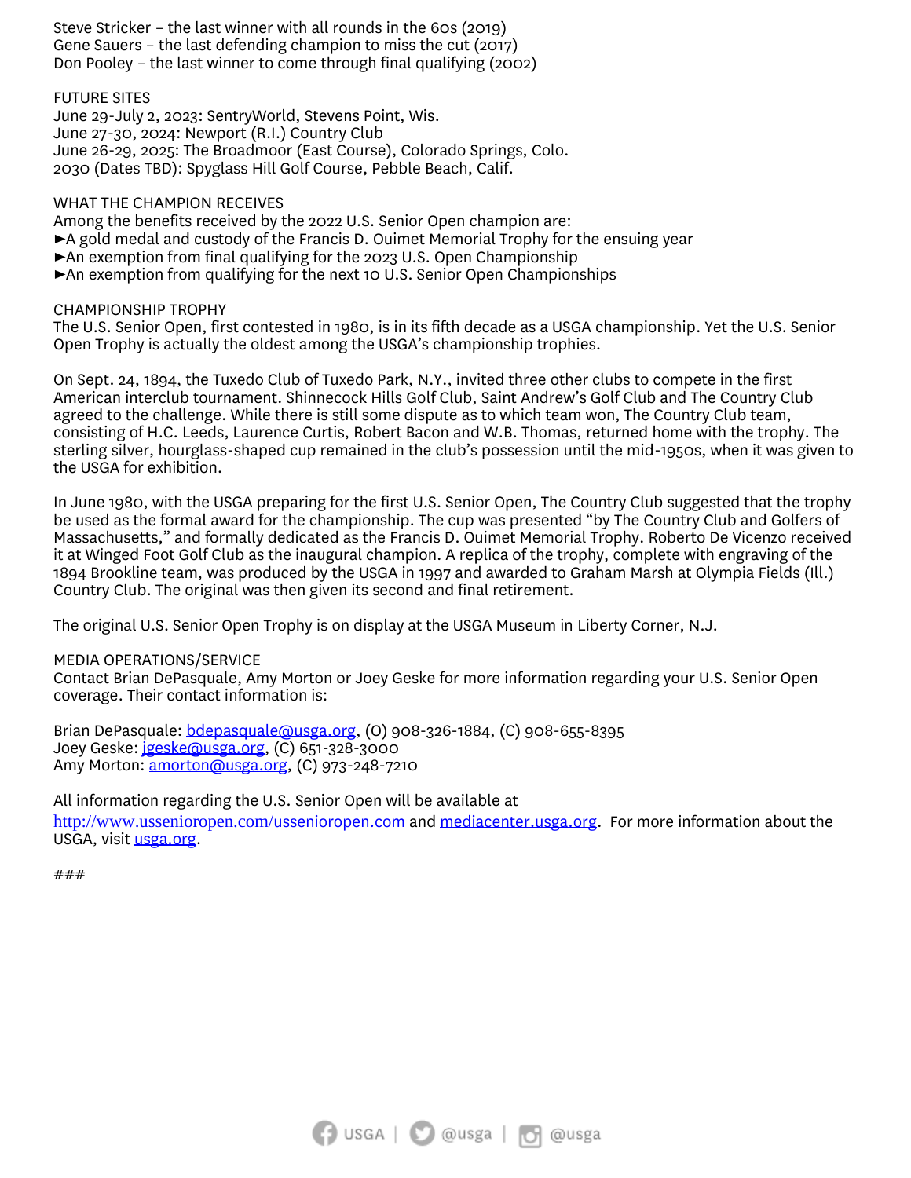Steve Stricker – the last winner with all rounds in the 60s (2019)
Gene Sauers – the last defending champion to miss the cut (2017)
Don Pooley – the last winner to come through final qualifying (2002)

## FUTURE SITES

June 29-July 2, 2023: SentryWorld, Stevens Point, Wis.
June 27-30, 2024: Newport (R.I.) Country Club
June 26-29, 2025: The Broadmoor (East Course), Colorado Springs, Colo.
2030 (Dates TBD): Spyglass Hill Golf Course, Pebble Beach, Calif.

## WHAT THE CHAMPION RECEIVES

Among the benefits received by the 2022 U.S. Senior Open champion are:

- ►A gold medal and custody of the Francis D. Ouimet Memorial Trophy for the ensuing year
- ►An exemption from final qualifying for the 2023 U.S. Open Championship
- ►An exemption from qualifying for the next 10 U.S. Senior Open Championships

## CHAMPIONSHIP TROPHY

The U.S. Senior Open, first contested in 1980, is in its fifth decade as a USGA championship. Yet the U.S. Senior Open Trophy is actually the oldest among the USGA's championship trophies.

On Sept. 24, 1894, the Tuxedo Club of Tuxedo Park, N.Y., invited three other clubs to compete in the first American interclub tournament. Shinnecock Hills Golf Club, Saint Andrew's Golf Club and The Country Club agreed to the challenge. While there is still some dispute as to which team won, The Country Club team, consisting of H.C. Leeds, Laurence Curtis, Robert Bacon and W.B. Thomas, returned home with the trophy. The sterling silver, hourglass-shaped cup remained in the club's possession until the mid-1950s, when it was given to the USGA for exhibition.

In June 1980, with the USGA preparing for the first U.S. Senior Open, The Country Club suggested that the trophy be used as the formal award for the championship. The cup was presented "by The Country Club and Golfers of Massachusetts," and formally dedicated as the Francis D. Ouimet Memorial Trophy. Roberto De Vicenzo received it at Winged Foot Golf Club as the inaugural champion. A replica of the trophy, complete with engraving of the 1894 Brookline team, was produced by the USGA in 1997 and awarded to Graham Marsh at Olympia Fields (Ill.) Country Club. The original was then given its second and final retirement.

The original U.S. Senior Open Trophy is on display at the USGA Museum in Liberty Corner, N.J.

## MEDIA OPERATIONS/SERVICE

Contact Brian DePasquale, Amy Morton or Joey Geske for more information regarding your U.S. Senior Open coverage. Their contact information is:

Brian DePasquale: bdepasquale@usga.org, (O) 908-326-1884, (C) 908-655-8395
Joey Geske: jgeske@usga.org, (C) 651-328-3000
Amy Morton: amorton@usga.org, (C) 973-248-7210

All information regarding the U.S. Senior Open will be available at http://www.ussenioropen.com/ussenioropen.com and mediacenter.usga.org. For more information about the USGA, visit usga.org.

###

USGA | @usga | @usga